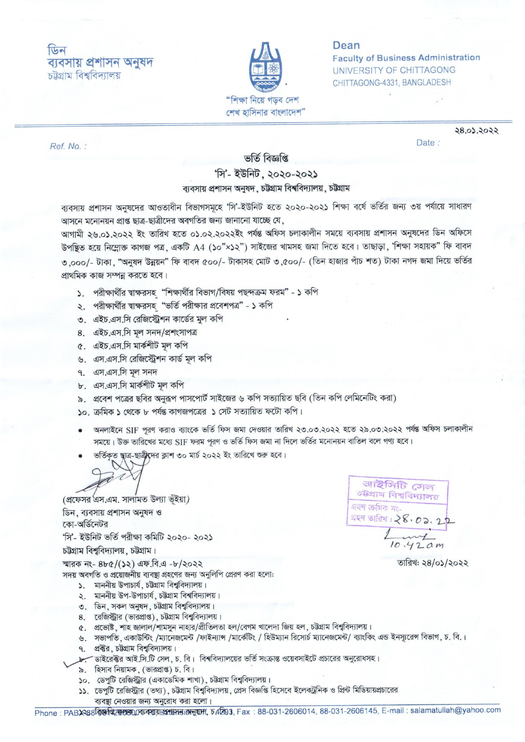ডিন
ব্যবসায় প্রশাসন অনুষদ
চট্টগ্রাম বিশ্ববিদ্যালয়

"শিক্ষা নিয়ে গড়ব দেশ
শেখ হাসিনার বাংলাদেশ"

Dean
Faculty of Business Administration
UNIVERSITY OF CHITTAGONG
CHITTAGONG-4331, BANGLADESH

Ref. No. :

Date : ২৪.০১.২০২২

# ভর্তি বিজ্ঞপ্তি

## 'সি'- ইউনিট, ২০২০-২০২১

### ব্যবসায় প্রশাসন অনুষদ, চট্টগ্রাম বিশ্ববিদ্যালয়, চট্টগ্রাম

ব্যবসায় প্রশাসন অনুষদের আওতাধীন বিভাগসমূহে 'সি'-ইউনিট হতে ২০২০-২০২১ শিক্ষা বর্ষে ভর্তির জন্য ৩য় পর্যায়ে সাধারণ আসনে মনোনয়ন প্রাপ্ত ছাত্র-ছাত্রীদের অবগতির জন্য জানানো যাচ্ছে যে,

আগামী ২৬.০১.২০২২ ইং তারিখ হতে ০১.০২.২০২২ইং পর্যন্ত অফিস চলাকালীন সময়ে ব্যবসায় প্রশাসন অনুষদের ডিন অফিসে উপস্থিত হয়ে নিম্নোক্ত কাগজ পত্র, একটি A4 (১০"×১২") সাইজের খামসহ জমা দিতে হবে। তাছাড়া, "শিক্ষা সহায়ক" ফি বাবদ ৩,০০০/- টাকা, "অনুষদ উন্নয়ন" ফি বাবদ ৫০০/- টাকাসহ মোট ৩,৫০০/- (তিন হাজার পাঁচ শত) টাকা নগদ জমা দিয়ে ভর্তির প্রাথমিক কাজ সম্পন্ন করতে হবে।

১. পরীক্ষার্থীর স্বাক্ষরসহ "শিক্ষার্থীর বিভাগ/বিষয় পছন্দক্রম ফরম" - ১ কপি
২. পরীক্ষার্থীর স্বাক্ষরসহ "ভর্তি পরীক্ষার প্রবেশপত্র" - ১ কপি
৩. এইচ.এস.সি রেজিস্ট্রেশন কার্ডের মুল কপি
৪. এইচ.এস.সি মূল সনদ/প্রশংসাপত্র
৫. এইচ.এস.সি মার্কশীট মূল কপি
৬. এস.এস.সি রেজিস্ট্রেশন কার্ড মূল কপি
৭. এস.এস.সি মূল সনদ
৮. এস.এস.সি মার্কশীট মূল কপি
৯. প্রবেশ পত্রের ছবির অনুরূপ পাসপোর্ট সাইজের ৬ কপি সত্যায়িত ছবি (তিন কপি লেমিনেটিং করা)
১০. ক্রমিক ১ থেকে ৮ পর্যন্ত কাগজপত্রের ১ সেট সত্যায়িত ফটো কপি।

- অনলাইনে SIF পূরণ করাও ব্যাংকে ভর্তি ফিস জমা দেওয়ার তারিখ ২৩.০৩.২০২২ হতে ২৯.০৩.২০২২ পর্যন্ত অফিস চলাকালীন সময়ে। উক্ত তারিখের মধ্যে SIF ফরম পূরণ ও ভর্তি ফিস জমা না দিলে ভর্তির মনোনয়ন বাতিল বলে গণ্য হবে।
- ভর্তিকৃত ছাত্র-ছাত্রীদের ক্লাশ ৩০ মার্চ ২০২২ ইং তারিখে শুরু হবে।

(প্রফেসর এস.এম. সালামত উল্যা ভূঁইয়া)
ডিন, ব্যবসায় প্রশাসন অনুষদ ও
কো-অর্ডিনেটর
'সি'- ইউনিট ভর্তি পরীক্ষা কমিটি ২০২০- ২০২১
চট্টগ্রাম বিশ্ববিদ্যালয়, চট্টগ্রাম।

আইসিটি সেল
চট্টগ্রাম বিশ্ববিদ্যালয়
গ্রহণ ক্রমিক নং-
গ্রহণ তারিখ : ২৪.০১.২২
10.42am

স্মারক নং- ৪৮৫/(১২) এফ.বি.এ -৮/২০২২

তারিখ: ২৪/০১/২০২২

সদয় অবগতি ও প্রয়োজনীয় ব্যবস্থা গ্রহণের জন্য অনুলিপি প্রেরণ করা হলো:

১. মাননীয় উপাচার্য, চট্টগ্রাম বিশ্ববিদ্যালয়।
২. মাননীয় উপ-উপাচার্য, চট্টগ্রাম বিশ্ববিদ্যালয়।
৩. ডিন, সকল অনুষদ, চট্টগ্রাম বিশ্ববিদ্যালয়।
৪. রেজিস্ট্রার (ভারপ্রাপ্ত), চট্টগ্রাম বিশ্ববিদ্যালয়।
৫. প্রভোষ্ট, শাহ জালাল/শামসুন নাহার/প্রীতিলতা হল/বেগম খালেদা জিয় হল, চট্টগ্রাম বিশ্ববিদ্যালয়।
৬. সভাপতি, একাউন্টিং /ম্যানেজমেন্ট /ফাইন্যান্স /মার্কেটিং / হিউম্যান রিসোর্চ ম্যানেজমেন্ট/ ব্যাংকিং এন্ড ইনস্যুরেন্স বিভাগ, চ. বি.।
৭. প্রক্টর, চট্টগ্রাম বিশ্ববিদ্যালয়।
৮. ডাইরেক্টর আই.সি.টি সেল, চ. বি। বিশ্ববিদ্যালয়ের ভর্তি সংক্রান্ত ওয়েবসাইটে প্রচারের অনুরোধসহ।
৯. হিসাব নিয়ামক, (ভারপ্রাপ্ত) চ. বি।
১০. ডেপুটি রেজিস্ট্রার (একাডেমিক শাখা), চট্টগ্রাম বিশ্ববিদ্যালয়।
১১. ডেপুটি রেজিস্ট্রার (তথ্য), চট্টগ্রাম বিশ্ববিদ্যালয়, প্রেস বিজ্ঞপ্তি হিসেবে ইলেকট্রনিক ও প্রিন্ট মিডিয়ায়প্রচারের ব্যবস্থা নেওয়ার জন্য অনুরোধ করা হলো।
১২. বিজ্ঞপ্তি ফলক, ব্যবসায় প্রশাসন অনুষদ, চ. বি।

Phone : PABX-88-031-2606001-10 Ext. 4293, Fax : 88-031-2606014, 88-031-2606145, E-mail : salamatullah@yahoo.com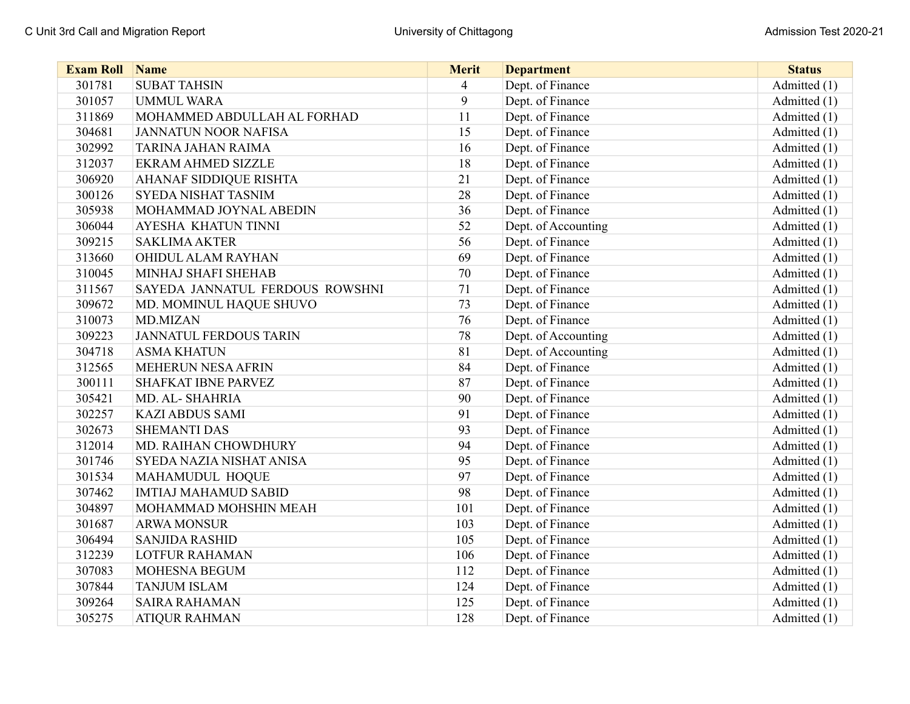| Exam Roll | Name | Merit | Department | Status |
|---|---|---|---|---|
| 301781 | SUBAT TAHSIN | 4 | Dept. of Finance | Admitted (1) |
| 301057 | UMMUL WARA | 9 | Dept. of Finance | Admitted (1) |
| 311869 | MOHAMMED ABDULLAH AL FORHAD | 11 | Dept. of Finance | Admitted (1) |
| 304681 | JANNATUN NOOR NAFISA | 15 | Dept. of Finance | Admitted (1) |
| 302992 | TARINA JAHAN RAIMA | 16 | Dept. of Finance | Admitted (1) |
| 312037 | EKRAM AHMED SIZZLE | 18 | Dept. of Finance | Admitted (1) |
| 306920 | AHANAF SIDDIQUE RISHTA | 21 | Dept. of Finance | Admitted (1) |
| 300126 | SYEDA NISHAT TASNIM | 28 | Dept. of Finance | Admitted (1) |
| 305938 | MOHAMMAD JOYNAL ABEDIN | 36 | Dept. of Finance | Admitted (1) |
| 306044 | AYESHA KHATUN TINNI | 52 | Dept. of Accounting | Admitted (1) |
| 309215 | SAKLIMA AKTER | 56 | Dept. of Finance | Admitted (1) |
| 313660 | OHIDUL ALAM RAYHAN | 69 | Dept. of Finance | Admitted (1) |
| 310045 | MINHAJ SHAFI SHEHAB | 70 | Dept. of Finance | Admitted (1) |
| 311567 | SAYEDA JANNATUL FERDOUS ROWSHNI | 71 | Dept. of Finance | Admitted (1) |
| 309672 | MD. MOMINUL HAQUE SHUVO | 73 | Dept. of Finance | Admitted (1) |
| 310073 | MD.MIZAN | 76 | Dept. of Finance | Admitted (1) |
| 309223 | JANNATUL FERDOUS TARIN | 78 | Dept. of Accounting | Admitted (1) |
| 304718 | ASMA KHATUN | 81 | Dept. of Accounting | Admitted (1) |
| 312565 | MEHERUN NESA AFRIN | 84 | Dept. of Finance | Admitted (1) |
| 300111 | SHAFKAT IBNE PARVEZ | 87 | Dept. of Finance | Admitted (1) |
| 305421 | MD. AL- SHAHRIA | 90 | Dept. of Finance | Admitted (1) |
| 302257 | KAZI ABDUS SAMI | 91 | Dept. of Finance | Admitted (1) |
| 302673 | SHEMANTI DAS | 93 | Dept. of Finance | Admitted (1) |
| 312014 | MD. RAIHAN CHOWDHURY | 94 | Dept. of Finance | Admitted (1) |
| 301746 | SYEDA NAZIA NISHAT ANISA | 95 | Dept. of Finance | Admitted (1) |
| 301534 | MAHAMUDUL HOQUE | 97 | Dept. of Finance | Admitted (1) |
| 307462 | IMTIAJ MAHAMUD SABID | 98 | Dept. of Finance | Admitted (1) |
| 304897 | MOHAMMAD MOHSHIN MEAH | 101 | Dept. of Finance | Admitted (1) |
| 301687 | ARWA MONSUR | 103 | Dept. of Finance | Admitted (1) |
| 306494 | SANJIDA RASHID | 105 | Dept. of Finance | Admitted (1) |
| 312239 | LOTFUR RAHAMAN | 106 | Dept. of Finance | Admitted (1) |
| 307083 | MOHESNA BEGUM | 112 | Dept. of Finance | Admitted (1) |
| 307844 | TANJUM ISLAM | 124 | Dept. of Finance | Admitted (1) |
| 309264 | SAIRA RAHAMAN | 125 | Dept. of Finance | Admitted (1) |
| 305275 | ATIQUR RAHMAN | 128 | Dept. of Finance | Admitted (1) |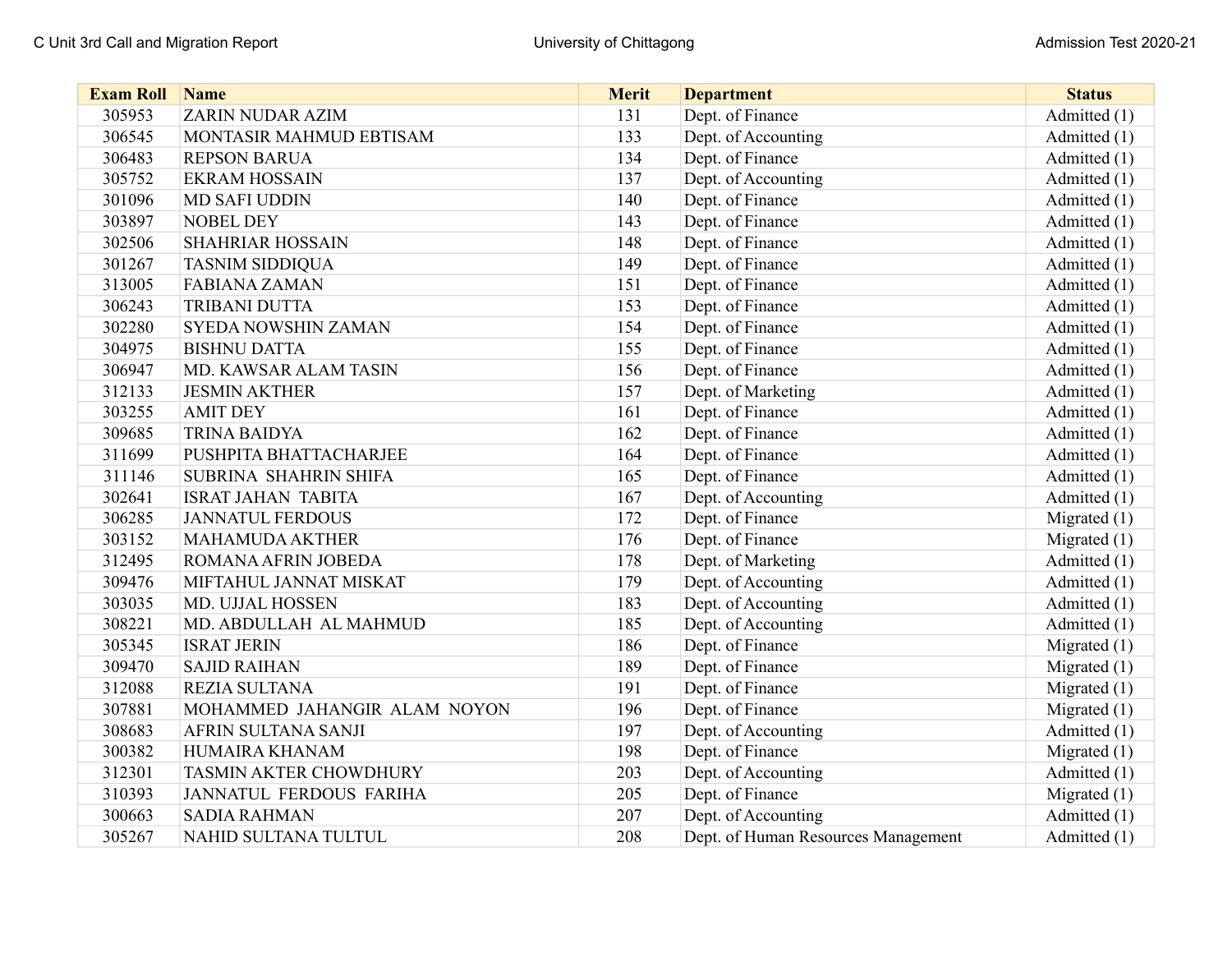| Exam Roll | Name | Merit | Department | Status |
|---|---|---|---|---|
| 305953 | ZARIN NUDAR AZIM | 131 | Dept. of Finance | Admitted (1) |
| 306545 | MONTASIR MAHMUD EBTISAM | 133 | Dept. of Accounting | Admitted (1) |
| 306483 | REPSON BARUA | 134 | Dept. of Finance | Admitted (1) |
| 305752 | EKRAM HOSSAIN | 137 | Dept. of Accounting | Admitted (1) |
| 301096 | MD SAFI UDDIN | 140 | Dept. of Finance | Admitted (1) |
| 303897 | NOBEL DEY | 143 | Dept. of Finance | Admitted (1) |
| 302506 | SHAHRIAR HOSSAIN | 148 | Dept. of Finance | Admitted (1) |
| 301267 | TASNIM SIDDIQUA | 149 | Dept. of Finance | Admitted (1) |
| 313005 | FABIANA ZAMAN | 151 | Dept. of Finance | Admitted (1) |
| 306243 | TRIBANI DUTTA | 153 | Dept. of Finance | Admitted (1) |
| 302280 | SYEDA NOWSHIN ZAMAN | 154 | Dept. of Finance | Admitted (1) |
| 304975 | BISHNU DATTA | 155 | Dept. of Finance | Admitted (1) |
| 306947 | MD. KAWSAR ALAM TASIN | 156 | Dept. of Finance | Admitted (1) |
| 312133 | JESMIN AKTHER | 157 | Dept. of Marketing | Admitted (1) |
| 303255 | AMIT DEY | 161 | Dept. of Finance | Admitted (1) |
| 309685 | TRINA BAIDYA | 162 | Dept. of Finance | Admitted (1) |
| 311699 | PUSHPITA BHATTACHARJEE | 164 | Dept. of Finance | Admitted (1) |
| 311146 | SUBRINA SHAHRIN SHIFA | 165 | Dept. of Finance | Admitted (1) |
| 302641 | ISRAT JAHAN TABITA | 167 | Dept. of Accounting | Admitted (1) |
| 306285 | JANNATUL FERDOUS | 172 | Dept. of Finance | Migrated (1) |
| 303152 | MAHAMUDA AKTHER | 176 | Dept. of Finance | Migrated (1) |
| 312495 | ROMANA AFRIN JOBEDA | 178 | Dept. of Marketing | Admitted (1) |
| 309476 | MIFTAHUL JANNAT MISKAT | 179 | Dept. of Accounting | Admitted (1) |
| 303035 | MD. UJJAL HOSSEN | 183 | Dept. of Accounting | Admitted (1) |
| 308221 | MD. ABDULLAH AL MAHMUD | 185 | Dept. of Accounting | Admitted (1) |
| 305345 | ISRAT JERIN | 186 | Dept. of Finance | Migrated (1) |
| 309470 | SAJID RAIHAN | 189 | Dept. of Finance | Migrated (1) |
| 312088 | REZIA SULTANA | 191 | Dept. of Finance | Migrated (1) |
| 307881 | MOHAMMED JAHANGIR ALAM NOYON | 196 | Dept. of Finance | Migrated (1) |
| 308683 | AFRIN SULTANA SANJI | 197 | Dept. of Accounting | Admitted (1) |
| 300382 | HUMAIRA KHANAM | 198 | Dept. of Finance | Migrated (1) |
| 312301 | TASMIN AKTER CHOWDHURY | 203 | Dept. of Accounting | Admitted (1) |
| 310393 | JANNATUL FERDOUS FARIHA | 205 | Dept. of Finance | Migrated (1) |
| 300663 | SADIA RAHMAN | 207 | Dept. of Accounting | Admitted (1) |
| 305267 | NAHID SULTANA TULTUL | 208 | Dept. of Human Resources Management | Admitted (1) |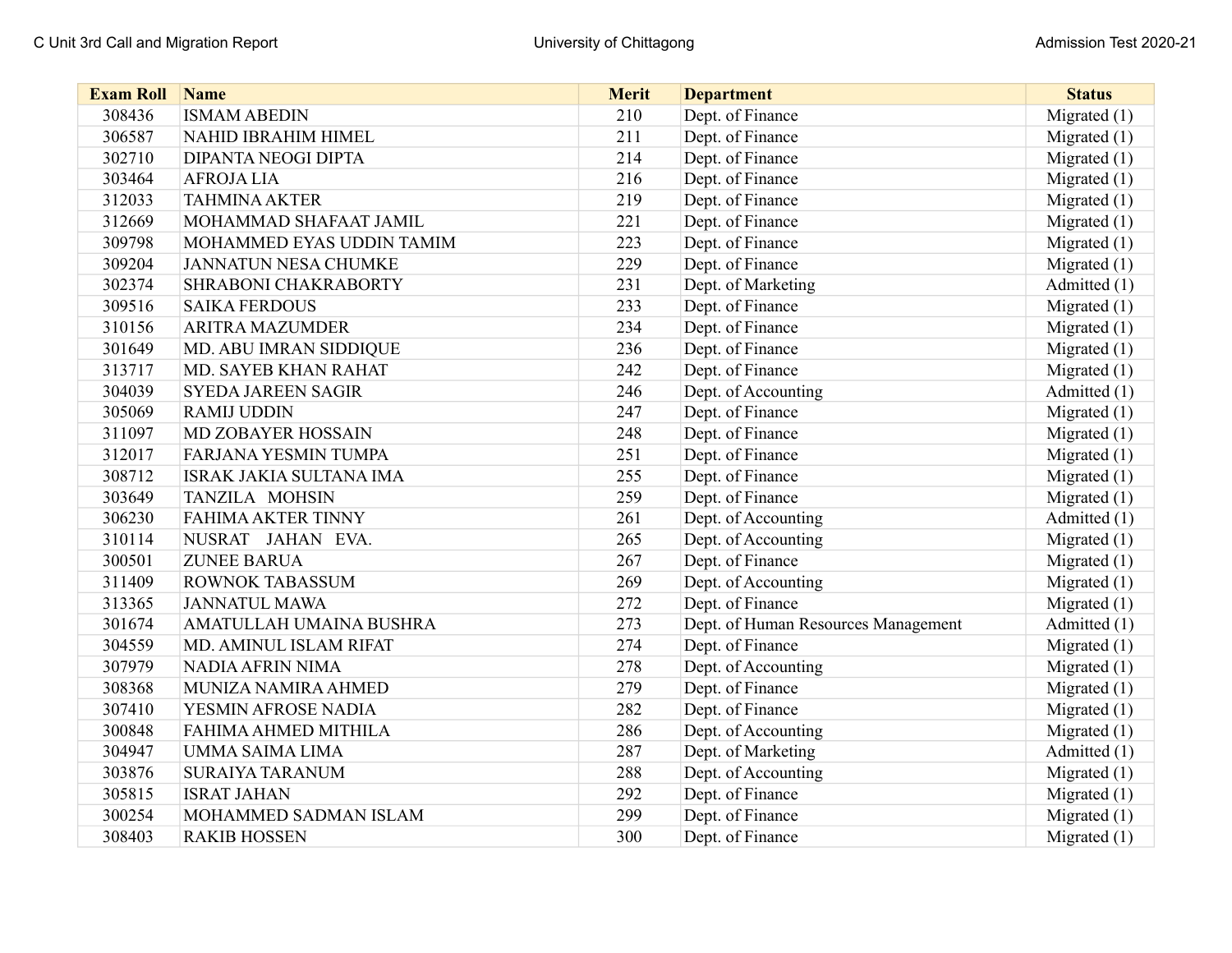| Exam Roll | Name | Merit | Department | Status |
|---|---|---|---|---|
| 308436 | ISMAM ABEDIN | 210 | Dept. of Finance | Migrated (1) |
| 306587 | NAHID IBRAHIM HIMEL | 211 | Dept. of Finance | Migrated (1) |
| 302710 | DIPANTA NEOGI DIPTA | 214 | Dept. of Finance | Migrated (1) |
| 303464 | AFROJA LIA | 216 | Dept. of Finance | Migrated (1) |
| 312033 | TAHMINA AKTER | 219 | Dept. of Finance | Migrated (1) |
| 312669 | MOHAMMAD SHAFAAT JAMIL | 221 | Dept. of Finance | Migrated (1) |
| 309798 | MOHAMMED EYAS UDDIN TAMIM | 223 | Dept. of Finance | Migrated (1) |
| 309204 | JANNATUN NESA CHUMKE | 229 | Dept. of Finance | Migrated (1) |
| 302374 | SHRABONI CHAKRABORTY | 231 | Dept. of Marketing | Admitted (1) |
| 309516 | SAIKA FERDOUS | 233 | Dept. of Finance | Migrated (1) |
| 310156 | ARITRA MAZUMDER | 234 | Dept. of Finance | Migrated (1) |
| 301649 | MD. ABU IMRAN SIDDIQUE | 236 | Dept. of Finance | Migrated (1) |
| 313717 | MD. SAYEB KHAN RAHAT | 242 | Dept. of Finance | Migrated (1) |
| 304039 | SYEDA JAREEN SAGIR | 246 | Dept. of Accounting | Admitted (1) |
| 305069 | RAMIJ UDDIN | 247 | Dept. of Finance | Migrated (1) |
| 311097 | MD ZOBAYER HOSSAIN | 248 | Dept. of Finance | Migrated (1) |
| 312017 | FARJANA YESMIN TUMPA | 251 | Dept. of Finance | Migrated (1) |
| 308712 | ISRAK JAKIA SULTANA IMA | 255 | Dept. of Finance | Migrated (1) |
| 303649 | TANZILA MOHSIN | 259 | Dept. of Finance | Migrated (1) |
| 306230 | FAHIMA AKTER TINNY | 261 | Dept. of Accounting | Admitted (1) |
| 310114 | NUSRAT JAHAN EVA. | 265 | Dept. of Accounting | Migrated (1) |
| 300501 | ZUNEE BARUA | 267 | Dept. of Finance | Migrated (1) |
| 311409 | ROWNOK TABASSUM | 269 | Dept. of Accounting | Migrated (1) |
| 313365 | JANNATUL MAWA | 272 | Dept. of Finance | Migrated (1) |
| 301674 | AMATULLAH UMAINA BUSHRA | 273 | Dept. of Human Resources Management | Admitted (1) |
| 304559 | MD. AMINUL ISLAM RIFAT | 274 | Dept. of Finance | Migrated (1) |
| 307979 | NADIA AFRIN NIMA | 278 | Dept. of Accounting | Migrated (1) |
| 308368 | MUNIZA NAMIRA AHMED | 279 | Dept. of Finance | Migrated (1) |
| 307410 | YESMIN AFROSE NADIA | 282 | Dept. of Finance | Migrated (1) |
| 300848 | FAHIMA AHMED MITHILA | 286 | Dept. of Accounting | Migrated (1) |
| 304947 | UMMA SAIMA LIMA | 287 | Dept. of Marketing | Admitted (1) |
| 303876 | SURAIYA TARANUM | 288 | Dept. of Accounting | Migrated (1) |
| 305815 | ISRAT JAHAN | 292 | Dept. of Finance | Migrated (1) |
| 300254 | MOHAMMED SADMAN ISLAM | 299 | Dept. of Finance | Migrated (1) |
| 308403 | RAKIB HOSSEN | 300 | Dept. of Finance | Migrated (1) |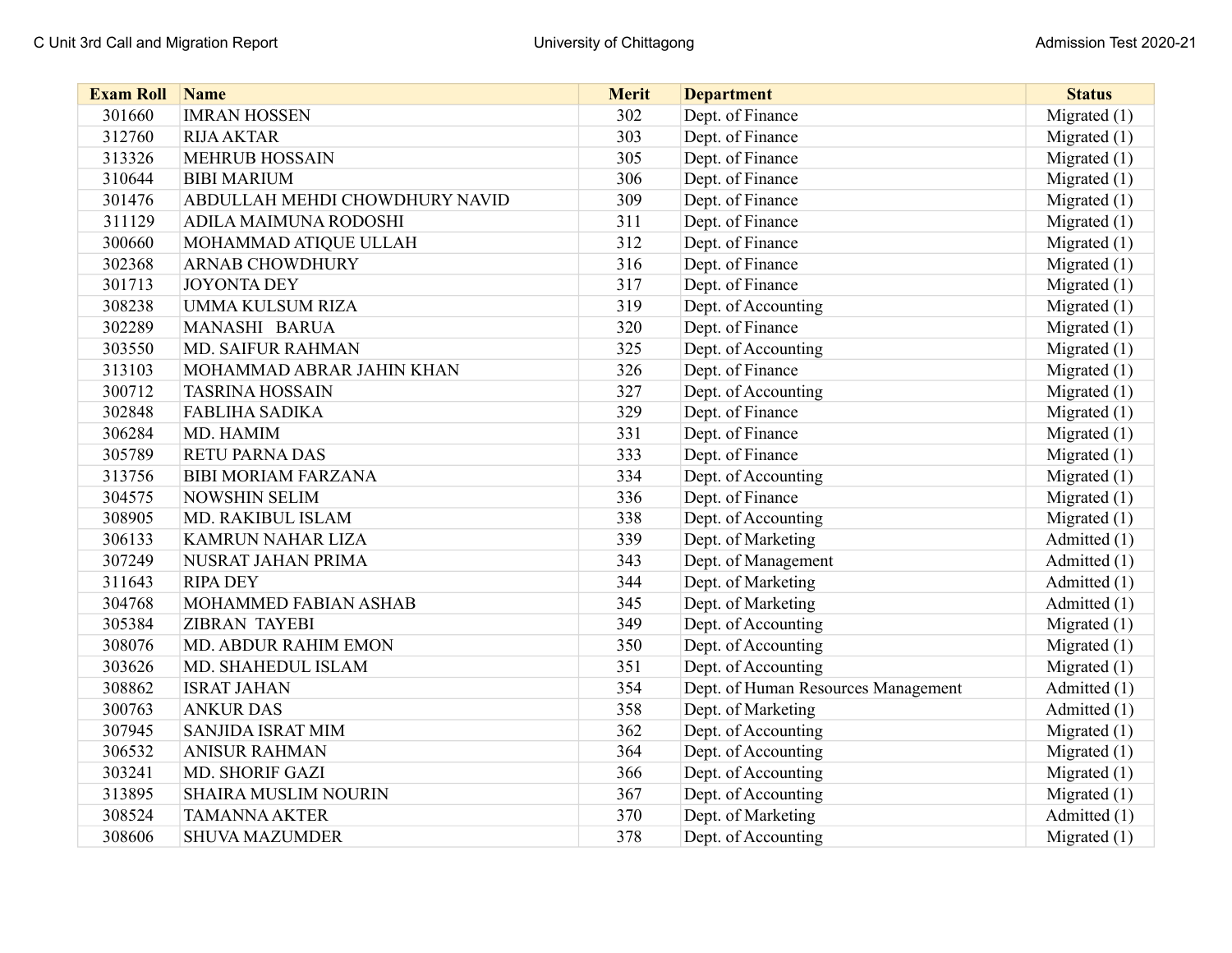| Exam Roll | Name | Merit | Department | Status |
|---|---|---|---|---|
| 301660 | IMRAN HOSSEN | 302 | Dept. of Finance | Migrated (1) |
| 312760 | RIJA AKTAR | 303 | Dept. of Finance | Migrated (1) |
| 313326 | MEHRUB HOSSAIN | 305 | Dept. of Finance | Migrated (1) |
| 310644 | BIBI MARIUM | 306 | Dept. of Finance | Migrated (1) |
| 301476 | ABDULLAH MEHDI CHOWDHURY NAVID | 309 | Dept. of Finance | Migrated (1) |
| 311129 | ADILA MAIMUNA RODOSHI | 311 | Dept. of Finance | Migrated (1) |
| 300660 | MOHAMMAD ATIQUE ULLAH | 312 | Dept. of Finance | Migrated (1) |
| 302368 | ARNAB CHOWDHURY | 316 | Dept. of Finance | Migrated (1) |
| 301713 | JOYONTA DEY | 317 | Dept. of Finance | Migrated (1) |
| 308238 | UMMA KULSUM RIZA | 319 | Dept. of Accounting | Migrated (1) |
| 302289 | MANASHI BARUA | 320 | Dept. of Finance | Migrated (1) |
| 303550 | MD. SAIFUR RAHMAN | 325 | Dept. of Accounting | Migrated (1) |
| 313103 | MOHAMMAD ABRAR JAHIN KHAN | 326 | Dept. of Finance | Migrated (1) |
| 300712 | TASRINA HOSSAIN | 327 | Dept. of Accounting | Migrated (1) |
| 302848 | FABLIHA SADIKA | 329 | Dept. of Finance | Migrated (1) |
| 306284 | MD. HAMIM | 331 | Dept. of Finance | Migrated (1) |
| 305789 | RETU PARNA DAS | 333 | Dept. of Finance | Migrated (1) |
| 313756 | BIBI MORIAM FARZANA | 334 | Dept. of Accounting | Migrated (1) |
| 304575 | NOWSHIN SELIM | 336 | Dept. of Finance | Migrated (1) |
| 308905 | MD. RAKIBUL ISLAM | 338 | Dept. of Accounting | Migrated (1) |
| 306133 | KAMRUN NAHAR LIZA | 339 | Dept. of Marketing | Admitted (1) |
| 307249 | NUSRAT JAHAN PRIMA | 343 | Dept. of Management | Admitted (1) |
| 311643 | RIPA DEY | 344 | Dept. of Marketing | Admitted (1) |
| 304768 | MOHAMMED FABIAN ASHAB | 345 | Dept. of Marketing | Admitted (1) |
| 305384 | ZIBRAN TAYEBI | 349 | Dept. of Accounting | Migrated (1) |
| 308076 | MD. ABDUR RAHIM EMON | 350 | Dept. of Accounting | Migrated (1) |
| 303626 | MD. SHAHEDUL ISLAM | 351 | Dept. of Accounting | Migrated (1) |
| 308862 | ISRAT JAHAN | 354 | Dept. of Human Resources Management | Admitted (1) |
| 300763 | ANKUR DAS | 358 | Dept. of Marketing | Admitted (1) |
| 307945 | SANJIDA ISRAT MIM | 362 | Dept. of Accounting | Migrated (1) |
| 306532 | ANISUR RAHMAN | 364 | Dept. of Accounting | Migrated (1) |
| 303241 | MD. SHORIF GAZI | 366 | Dept. of Accounting | Migrated (1) |
| 313895 | SHAIRA MUSLIM NOURIN | 367 | Dept. of Accounting | Migrated (1) |
| 308524 | TAMANNA AKTER | 370 | Dept. of Marketing | Admitted (1) |
| 308606 | SHUVA MAZUMDER | 378 | Dept. of Accounting | Migrated (1) |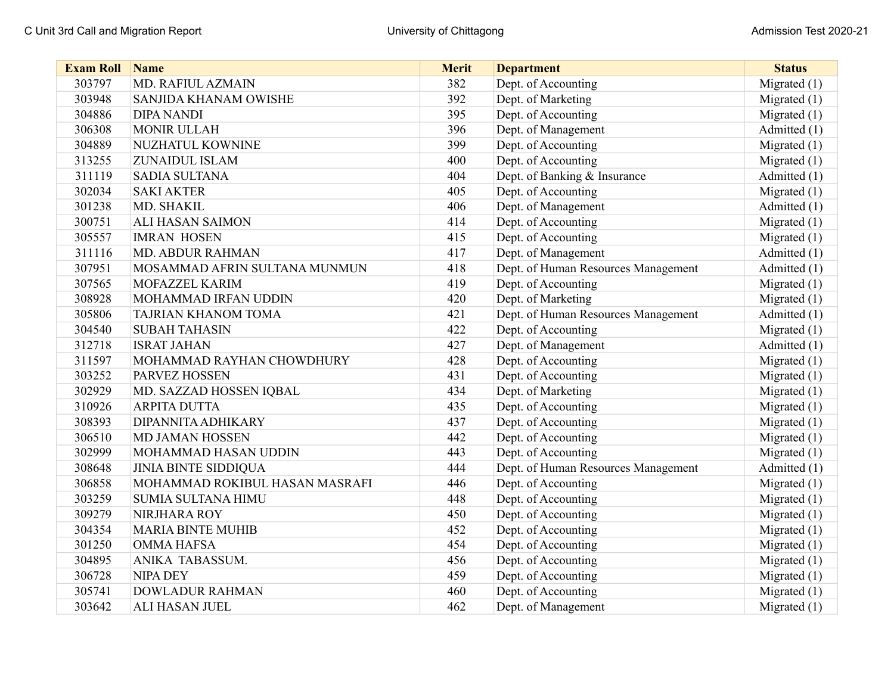| Exam Roll | Name | Merit | Department | Status |
|---|---|---|---|---|
| 303797 | MD. RAFIUL AZMAIN | 382 | Dept. of Accounting | Migrated (1) |
| 303948 | SANJIDA KHANAM OWISHE | 392 | Dept. of Marketing | Migrated (1) |
| 304886 | DIPA NANDI | 395 | Dept. of Accounting | Migrated (1) |
| 306308 | MONIR ULLAH | 396 | Dept. of Management | Admitted (1) |
| 304889 | NUZHATUL KOWNINE | 399 | Dept. of Accounting | Migrated (1) |
| 313255 | ZUNAIDUL ISLAM | 400 | Dept. of Accounting | Migrated (1) |
| 311119 | SADIA SULTANA | 404 | Dept. of Banking & Insurance | Admitted (1) |
| 302034 | SAKI AKTER | 405 | Dept. of Accounting | Migrated (1) |
| 301238 | MD. SHAKIL | 406 | Dept. of Management | Admitted (1) |
| 300751 | ALI HASAN SAIMON | 414 | Dept. of Accounting | Migrated (1) |
| 305557 | IMRAN HOSEN | 415 | Dept. of Accounting | Migrated (1) |
| 311116 | MD. ABDUR RAHMAN | 417 | Dept. of Management | Admitted (1) |
| 307951 | MOSAMMAD AFRIN SULTANA MUNMUN | 418 | Dept. of Human Resources Management | Admitted (1) |
| 307565 | MOFAZZEL KARIM | 419 | Dept. of Accounting | Migrated (1) |
| 308928 | MOHAMMAD IRFAN UDDIN | 420 | Dept. of Marketing | Migrated (1) |
| 305806 | TAJRIAN KHANOM TOMA | 421 | Dept. of Human Resources Management | Admitted (1) |
| 304540 | SUBAH TAHASIN | 422 | Dept. of Accounting | Migrated (1) |
| 312718 | ISRAT JAHAN | 427 | Dept. of Management | Admitted (1) |
| 311597 | MOHAMMAD RAYHAN CHOWDHURY | 428 | Dept. of Accounting | Migrated (1) |
| 303252 | PARVEZ HOSSEN | 431 | Dept. of Accounting | Migrated (1) |
| 302929 | MD. SAZZAD HOSSEN IQBAL | 434 | Dept. of Marketing | Migrated (1) |
| 310926 | ARPITA DUTTA | 435 | Dept. of Accounting | Migrated (1) |
| 308393 | DIPANNITA ADHIKARY | 437 | Dept. of Accounting | Migrated (1) |
| 306510 | MD JAMAN HOSSEN | 442 | Dept. of Accounting | Migrated (1) |
| 302999 | MOHAMMAD HASAN UDDIN | 443 | Dept. of Accounting | Migrated (1) |
| 308648 | JINIA BINTE SIDDIQUA | 444 | Dept. of Human Resources Management | Admitted (1) |
| 306858 | MOHAMMAD ROKIBUL HASAN MASRAFI | 446 | Dept. of Accounting | Migrated (1) |
| 303259 | SUMIA SULTANA HIMU | 448 | Dept. of Accounting | Migrated (1) |
| 309279 | NIRJHARA ROY | 450 | Dept. of Accounting | Migrated (1) |
| 304354 | MARIA BINTE MUHIB | 452 | Dept. of Accounting | Migrated (1) |
| 301250 | OMMA HAFSA | 454 | Dept. of Accounting | Migrated (1) |
| 304895 | ANIKA TABASSUM. | 456 | Dept. of Accounting | Migrated (1) |
| 306728 | NIPA DEY | 459 | Dept. of Accounting | Migrated (1) |
| 305741 | DOWLADUR RAHMAN | 460 | Dept. of Accounting | Migrated (1) |
| 303642 | ALI HASAN JUEL | 462 | Dept. of Management | Migrated (1) |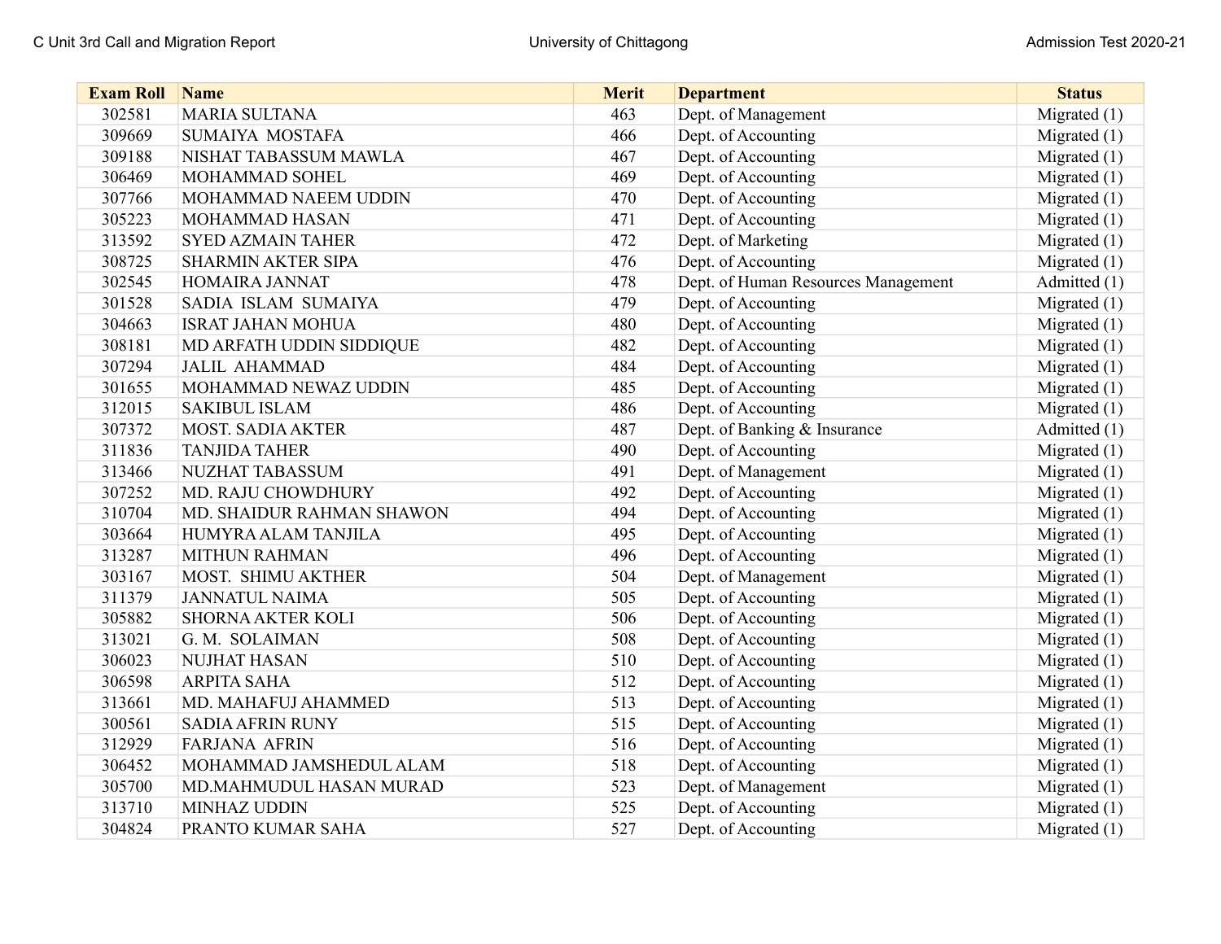| Exam Roll | Name | Merit | Department | Status |
|---|---|---|---|---|
| 302581 | MARIA SULTANA | 463 | Dept. of Management | Migrated (1) |
| 309669 | SUMAIYA  MOSTAFA | 466 | Dept. of Accounting | Migrated (1) |
| 309188 | NISHAT TABASSUM MAWLA | 467 | Dept. of Accounting | Migrated (1) |
| 306469 | MOHAMMAD SOHEL | 469 | Dept. of Accounting | Migrated (1) |
| 307766 | MOHAMMAD NAEEM UDDIN | 470 | Dept. of Accounting | Migrated (1) |
| 305223 | MOHAMMAD HASAN | 471 | Dept. of Accounting | Migrated (1) |
| 313592 | SYED AZMAIN TAHER | 472 | Dept. of Marketing | Migrated (1) |
| 308725 | SHARMIN AKTER SIPA | 476 | Dept. of Accounting | Migrated (1) |
| 302545 | HOMAIRA JANNAT | 478 | Dept. of Human Resources Management | Admitted (1) |
| 301528 | SADIA  ISLAM  SUMAIYA | 479 | Dept. of Accounting | Migrated (1) |
| 304663 | ISRAT JAHAN MOHUA | 480 | Dept. of Accounting | Migrated (1) |
| 308181 | MD ARFATH UDDIN SIDDIQUE | 482 | Dept. of Accounting | Migrated (1) |
| 307294 | JALIL  AHAMMAD | 484 | Dept. of Accounting | Migrated (1) |
| 301655 | MOHAMMAD NEWAZ UDDIN | 485 | Dept. of Accounting | Migrated (1) |
| 312015 | SAKIBUL ISLAM | 486 | Dept. of Accounting | Migrated (1) |
| 307372 | MOST. SADIA AKTER | 487 | Dept. of Banking & Insurance | Admitted (1) |
| 311836 | TANJIDA TAHER | 490 | Dept. of Accounting | Migrated (1) |
| 313466 | NUZHAT TABASSUM | 491 | Dept. of Management | Migrated (1) |
| 307252 | MD. RAJU CHOWDHURY | 492 | Dept. of Accounting | Migrated (1) |
| 310704 | MD. SHAIDUR RAHMAN SHAWON | 494 | Dept. of Accounting | Migrated (1) |
| 303664 | HUMYRA ALAM TANJILA | 495 | Dept. of Accounting | Migrated (1) |
| 313287 | MITHUN RAHMAN | 496 | Dept. of Accounting | Migrated (1) |
| 303167 | MOST.  SHIMU AKTHER | 504 | Dept. of Management | Migrated (1) |
| 311379 | JANNATUL NAIMA | 505 | Dept. of Accounting | Migrated (1) |
| 305882 | SHORNA AKTER KOLI | 506 | Dept. of Accounting | Migrated (1) |
| 313021 | G. M.  SOLAIMAN | 508 | Dept. of Accounting | Migrated (1) |
| 306023 | NUJHAT HASAN | 510 | Dept. of Accounting | Migrated (1) |
| 306598 | ARPITA SAHA | 512 | Dept. of Accounting | Migrated (1) |
| 313661 | MD. MAHAFUJ AHAMMED | 513 | Dept. of Accounting | Migrated (1) |
| 300561 | SADIA AFRIN RUNY | 515 | Dept. of Accounting | Migrated (1) |
| 312929 | FARJANA  AFRIN | 516 | Dept. of Accounting | Migrated (1) |
| 306452 | MOHAMMAD JAMSHEDUL ALAM | 518 | Dept. of Accounting | Migrated (1) |
| 305700 | MD.MAHMUDUL HASAN MURAD | 523 | Dept. of Management | Migrated (1) |
| 313710 | MINHAZ UDDIN | 525 | Dept. of Accounting | Migrated (1) |
| 304824 | PRANTO KUMAR SAHA | 527 | Dept. of Accounting | Migrated (1) |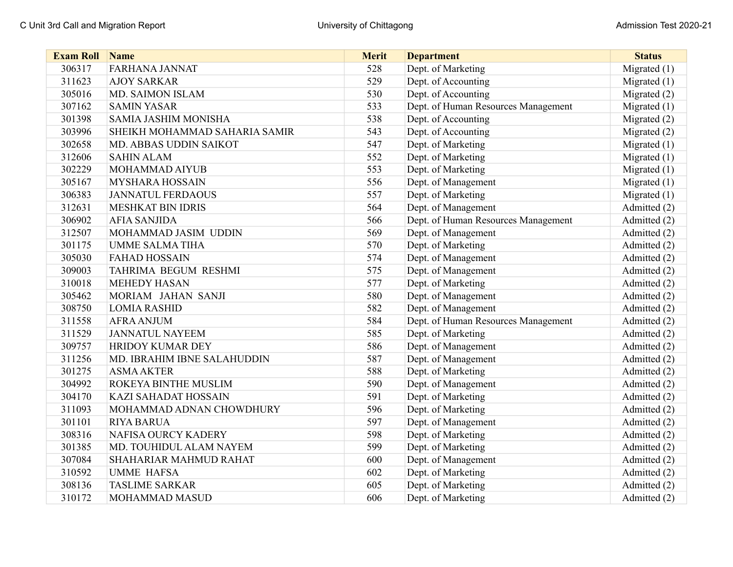| Exam Roll | Name | Merit | Department | Status |
|---|---|---|---|---|
| 306317 | FARHANA JANNAT | 528 | Dept. of Marketing | Migrated (1) |
| 311623 | AJOY SARKAR | 529 | Dept. of Accounting | Migrated (1) |
| 305016 | MD. SAIMON ISLAM | 530 | Dept. of Accounting | Migrated (2) |
| 307162 | SAMIN YASAR | 533 | Dept. of Human Resources Management | Migrated (1) |
| 301398 | SAMIA JASHIM MONISHA | 538 | Dept. of Accounting | Migrated (2) |
| 303996 | SHEIKH MOHAMMAD SAHARIA SAMIR | 543 | Dept. of Accounting | Migrated (2) |
| 302658 | MD. ABBAS UDDIN SAIKOT | 547 | Dept. of Marketing | Migrated (1) |
| 312606 | SAHIN ALAM | 552 | Dept. of Marketing | Migrated (1) |
| 302229 | MOHAMMAD AIYUB | 553 | Dept. of Marketing | Migrated (1) |
| 305167 | MYSHARA HOSSAIN | 556 | Dept. of Management | Migrated (1) |
| 306383 | JANNATUL FERDAOUS | 557 | Dept. of Marketing | Migrated (1) |
| 312631 | MESHKAT BIN IDRIS | 564 | Dept. of Management | Admitted (2) |
| 306902 | AFIA SANJIDA | 566 | Dept. of Human Resources Management | Admitted (2) |
| 312507 | MOHAMMAD JASIM UDDIN | 569 | Dept. of Management | Admitted (2) |
| 301175 | UMME SALMA TIHA | 570 | Dept. of Marketing | Admitted (2) |
| 305030 | FAHAD HOSSAIN | 574 | Dept. of Management | Admitted (2) |
| 309003 | TAHRIMA BEGUM RESHMI | 575 | Dept. of Management | Admitted (2) |
| 310018 | MEHEDY HASAN | 577 | Dept. of Marketing | Admitted (2) |
| 305462 | MORIAM JAHAN SANJI | 580 | Dept. of Management | Admitted (2) |
| 308750 | LOMIA RASHID | 582 | Dept. of Management | Admitted (2) |
| 311558 | AFRA ANJUM | 584 | Dept. of Human Resources Management | Admitted (2) |
| 311529 | JANNATUL NAYEEM | 585 | Dept. of Marketing | Admitted (2) |
| 309757 | HRIDOY KUMAR DEY | 586 | Dept. of Management | Admitted (2) |
| 311256 | MD. IBRAHIM IBNE SALAHUDDIN | 587 | Dept. of Management | Admitted (2) |
| 301275 | ASMA AKTER | 588 | Dept. of Marketing | Admitted (2) |
| 304992 | ROKEYA BINTHE MUSLIM | 590 | Dept. of Management | Admitted (2) |
| 304170 | KAZI SAHADAT HOSSAIN | 591 | Dept. of Marketing | Admitted (2) |
| 311093 | MOHAMMAD ADNAN CHOWDHURY | 596 | Dept. of Marketing | Admitted (2) |
| 301101 | RIYA BARUA | 597 | Dept. of Management | Admitted (2) |
| 308316 | NAFISA OURCY KADERY | 598 | Dept. of Marketing | Admitted (2) |
| 301385 | MD. TOUHIDUL ALAM NAYEM | 599 | Dept. of Marketing | Admitted (2) |
| 307084 | SHAHARIAR MAHMUD RAHAT | 600 | Dept. of Management | Admitted (2) |
| 310592 | UMME HAFSA | 602 | Dept. of Marketing | Admitted (2) |
| 308136 | TASLIME SARKAR | 605 | Dept. of Marketing | Admitted (2) |
| 310172 | MOHAMMAD MASUD | 606 | Dept. of Marketing | Admitted (2) |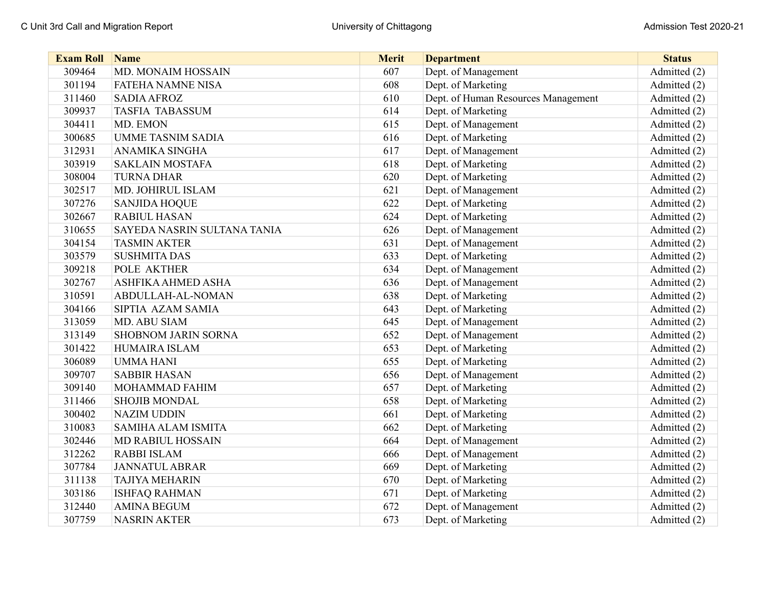| Exam Roll | Name | Merit | Department | Status |
|---|---|---|---|---|
| 309464 | MD. MONAIM HOSSAIN | 607 | Dept. of Management | Admitted (2) |
| 301194 | FATEHA NAMNE NISA | 608 | Dept. of Marketing | Admitted (2) |
| 311460 | SADIA AFROZ | 610 | Dept. of Human Resources Management | Admitted (2) |
| 309937 | TASFIA TABASSUM | 614 | Dept. of Marketing | Admitted (2) |
| 304411 | MD. EMON | 615 | Dept. of Management | Admitted (2) |
| 300685 | UMME TASNIM SADIA | 616 | Dept. of Marketing | Admitted (2) |
| 312931 | ANAMIKA SINGHA | 617 | Dept. of Management | Admitted (2) |
| 303919 | SAKLAIN MOSTAFA | 618 | Dept. of Marketing | Admitted (2) |
| 308004 | TURNA DHAR | 620 | Dept. of Marketing | Admitted (2) |
| 302517 | MD. JOHIRUL ISLAM | 621 | Dept. of Management | Admitted (2) |
| 307276 | SANJIDA HOQUE | 622 | Dept. of Marketing | Admitted (2) |
| 302667 | RABIUL HASAN | 624 | Dept. of Marketing | Admitted (2) |
| 310655 | SAYEDA NASRIN SULTANA TANIA | 626 | Dept. of Management | Admitted (2) |
| 304154 | TASMIN AKTER | 631 | Dept. of Management | Admitted (2) |
| 303579 | SUSHMITA DAS | 633 | Dept. of Marketing | Admitted (2) |
| 309218 | POLE AKTHER | 634 | Dept. of Management | Admitted (2) |
| 302767 | ASHFIKA AHMED ASHA | 636 | Dept. of Management | Admitted (2) |
| 310591 | ABDULLAH-AL-NOMAN | 638 | Dept. of Marketing | Admitted (2) |
| 304166 | SIPTIA AZAM SAMIA | 643 | Dept. of Marketing | Admitted (2) |
| 313059 | MD. ABU SIAM | 645 | Dept. of Management | Admitted (2) |
| 313149 | SHOBNOM JARIN SORNA | 652 | Dept. of Management | Admitted (2) |
| 301422 | HUMAIRA ISLAM | 653 | Dept. of Marketing | Admitted (2) |
| 306089 | UMMA HANI | 655 | Dept. of Marketing | Admitted (2) |
| 309707 | SABBIR HASAN | 656 | Dept. of Management | Admitted (2) |
| 309140 | MOHAMMAD FAHIM | 657 | Dept. of Marketing | Admitted (2) |
| 311466 | SHOJIB MONDAL | 658 | Dept. of Marketing | Admitted (2) |
| 300402 | NAZIM UDDIN | 661 | Dept. of Marketing | Admitted (2) |
| 310083 | SAMIHA ALAM ISMITA | 662 | Dept. of Marketing | Admitted (2) |
| 302446 | MD RABIUL HOSSAIN | 664 | Dept. of Management | Admitted (2) |
| 312262 | RABBI ISLAM | 666 | Dept. of Management | Admitted (2) |
| 307784 | JANNATUL ABRAR | 669 | Dept. of Marketing | Admitted (2) |
| 311138 | TAJIYA MEHARIN | 670 | Dept. of Marketing | Admitted (2) |
| 303186 | ISHFAQ RAHMAN | 671 | Dept. of Marketing | Admitted (2) |
| 312440 | AMINA BEGUM | 672 | Dept. of Management | Admitted (2) |
| 307759 | NASRIN AKTER | 673 | Dept. of Marketing | Admitted (2) |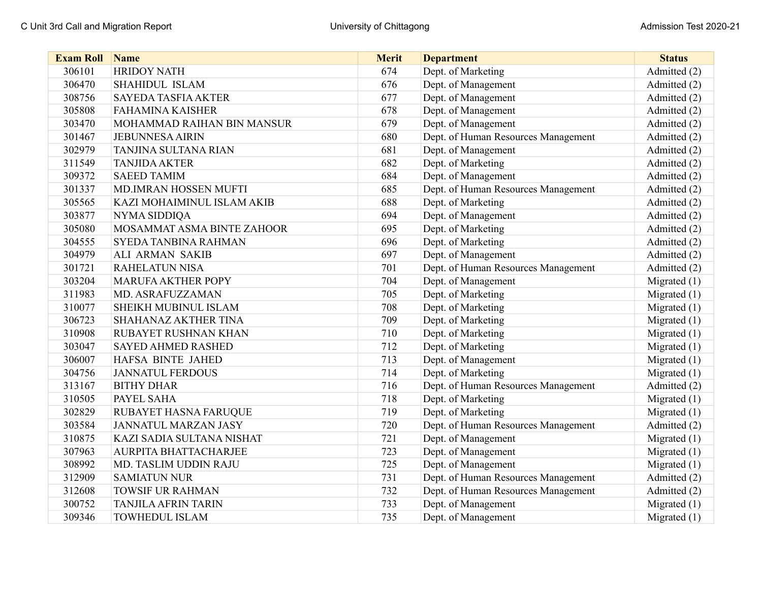| Exam Roll | Name | Merit | Department | Status |
|---|---|---|---|---|
| 306101 | HRIDOY NATH | 674 | Dept. of Marketing | Admitted (2) |
| 306470 | SHAHIDUL  ISLAM | 676 | Dept. of Management | Admitted (2) |
| 308756 | SAYEDA TASFIA AKTER | 677 | Dept. of Management | Admitted (2) |
| 305808 | FAHAMINA KAISHER | 678 | Dept. of Management | Admitted (2) |
| 303470 | MOHAMMAD RAIHAN BIN MANSUR | 679 | Dept. of Management | Admitted (2) |
| 301467 | JEBUNNESA AIRIN | 680 | Dept. of Human Resources Management | Admitted (2) |
| 302979 | TANJINA SULTANA RIAN | 681 | Dept. of Management | Admitted (2) |
| 311549 | TANJIDA AKTER | 682 | Dept. of Marketing | Admitted (2) |
| 309372 | SAEED TAMIM | 684 | Dept. of Management | Admitted (2) |
| 301337 | MD.IMRAN HOSSEN MUFTI | 685 | Dept. of Human Resources Management | Admitted (2) |
| 305565 | KAZI MOHAIMINUL ISLAM AKIB | 688 | Dept. of Marketing | Admitted (2) |
| 303877 | NYMA SIDDIQA | 694 | Dept. of Management | Admitted (2) |
| 305080 | MOSAMMAT ASMA BINTE ZAHOOR | 695 | Dept. of Marketing | Admitted (2) |
| 304555 | SYEDA TANBINA RAHMAN | 696 | Dept. of Marketing | Admitted (2) |
| 304979 | ALI  ARMAN  SAKIB | 697 | Dept. of Management | Admitted (2) |
| 301721 | RAHELATUN NISA | 701 | Dept. of Human Resources Management | Admitted (2) |
| 303204 | MARUFA AKTHER POPY | 704 | Dept. of Management | Migrated (1) |
| 311983 | MD. ASRAFUZZAMAN | 705 | Dept. of Marketing | Migrated (1) |
| 310077 | SHEIKH MUBINUL ISLAM | 708 | Dept. of Marketing | Migrated (1) |
| 306723 | SHAHANAZ AKTHER TINA | 709 | Dept. of Marketing | Migrated (1) |
| 310908 | RUBAYET RUSHNAN KHAN | 710 | Dept. of Marketing | Migrated (1) |
| 303047 | SAYED AHMED RASHED | 712 | Dept. of Marketing | Migrated (1) |
| 306007 | HAFSA  BINTE  JAHED | 713 | Dept. of Management | Migrated (1) |
| 304756 | JANNATUL FERDOUS | 714 | Dept. of Marketing | Migrated (1) |
| 313167 | BITHY DHAR | 716 | Dept. of Human Resources Management | Admitted (2) |
| 310505 | PAYEL SAHA | 718 | Dept. of Marketing | Migrated (1) |
| 302829 | RUBAYET HASNA FARUQUE | 719 | Dept. of Marketing | Migrated (1) |
| 303584 | JANNATUL MARZAN JASY | 720 | Dept. of Human Resources Management | Admitted (2) |
| 310875 | KAZI SADIA SULTANA NISHAT | 721 | Dept. of Management | Migrated (1) |
| 307963 | AURPITA BHATTACHARJEE | 723 | Dept. of Management | Migrated (1) |
| 308992 | MD. TASLIM UDDIN RAJU | 725 | Dept. of Management | Migrated (1) |
| 312909 | SAMIATUN NUR | 731 | Dept. of Human Resources Management | Admitted (2) |
| 312608 | TOWSIF UR RAHMAN | 732 | Dept. of Human Resources Management | Admitted (2) |
| 300752 | TANJILA AFRIN TARIN | 733 | Dept. of Management | Migrated (1) |
| 309346 | TOWHEDUL ISLAM | 735 | Dept. of Management | Migrated (1) |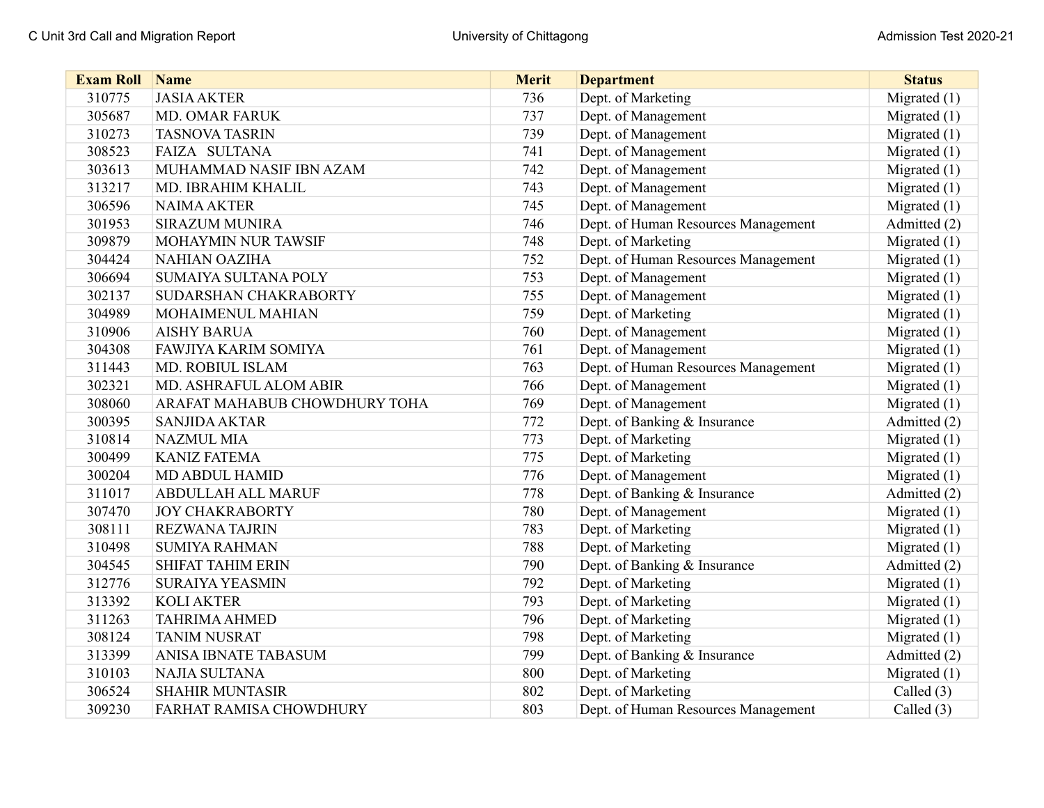| Exam Roll | Name | Merit | Department | Status |
|---|---|---|---|---|
| 310775 | JASIA AKTER | 736 | Dept. of Marketing | Migrated (1) |
| 305687 | MD. OMAR FARUK | 737 | Dept. of Management | Migrated (1) |
| 310273 | TASNOVA TASRIN | 739 | Dept. of Management | Migrated (1) |
| 308523 | FAIZA SULTANA | 741 | Dept. of Management | Migrated (1) |
| 303613 | MUHAMMAD NASIF IBN AZAM | 742 | Dept. of Management | Migrated (1) |
| 313217 | MD. IBRAHIM KHALIL | 743 | Dept. of Management | Migrated (1) |
| 306596 | NAIMA AKTER | 745 | Dept. of Management | Migrated (1) |
| 301953 | SIRAZUM MUNIRA | 746 | Dept. of Human Resources Management | Admitted (2) |
| 309879 | MOHAYMIN NUR TAWSIF | 748 | Dept. of Marketing | Migrated (1) |
| 304424 | NAHIAN OAZIHA | 752 | Dept. of Human Resources Management | Migrated (1) |
| 306694 | SUMAIYA SULTANA POLY | 753 | Dept. of Management | Migrated (1) |
| 302137 | SUDARSHAN CHAKRABORTY | 755 | Dept. of Management | Migrated (1) |
| 304989 | MOHAIMENUL MAHIAN | 759 | Dept. of Marketing | Migrated (1) |
| 310906 | AISHY BARUA | 760 | Dept. of Management | Migrated (1) |
| 304308 | FAWJIYA KARIM SOMIYA | 761 | Dept. of Management | Migrated (1) |
| 311443 | MD. ROBIUL ISLAM | 763 | Dept. of Human Resources Management | Migrated (1) |
| 302321 | MD. ASHRAFUL ALOM ABIR | 766 | Dept. of Management | Migrated (1) |
| 308060 | ARAFAT MAHABUB CHOWDHURY TOHA | 769 | Dept. of Management | Migrated (1) |
| 300395 | SANJIDA AKTAR | 772 | Dept. of Banking & Insurance | Admitted (2) |
| 310814 | NAZMUL MIA | 773 | Dept. of Marketing | Migrated (1) |
| 300499 | KANIZ FATEMA | 775 | Dept. of Marketing | Migrated (1) |
| 300204 | MD ABDUL HAMID | 776 | Dept. of Management | Migrated (1) |
| 311017 | ABDULLAH ALL MARUF | 778 | Dept. of Banking & Insurance | Admitted (2) |
| 307470 | JOY CHAKRABORTY | 780 | Dept. of Management | Migrated (1) |
| 308111 | REZWANA TAJRIN | 783 | Dept. of Marketing | Migrated (1) |
| 310498 | SUMIYA RAHMAN | 788 | Dept. of Marketing | Migrated (1) |
| 304545 | SHIFAT TAHIM ERIN | 790 | Dept. of Banking & Insurance | Admitted (2) |
| 312776 | SURAIYA YEASMIN | 792 | Dept. of Marketing | Migrated (1) |
| 313392 | KOLI AKTER | 793 | Dept. of Marketing | Migrated (1) |
| 311263 | TAHRIMA AHMED | 796 | Dept. of Marketing | Migrated (1) |
| 308124 | TANIM NUSRAT | 798 | Dept. of Marketing | Migrated (1) |
| 313399 | ANISA IBNATE TABASUM | 799 | Dept. of Banking & Insurance | Admitted (2) |
| 310103 | NAJIA SULTANA | 800 | Dept. of Marketing | Migrated (1) |
| 306524 | SHAHIR MUNTASIR | 802 | Dept. of Marketing | Called (3) |
| 309230 | FARHAT RAMISA CHOWDHURY | 803 | Dept. of Human Resources Management | Called (3) |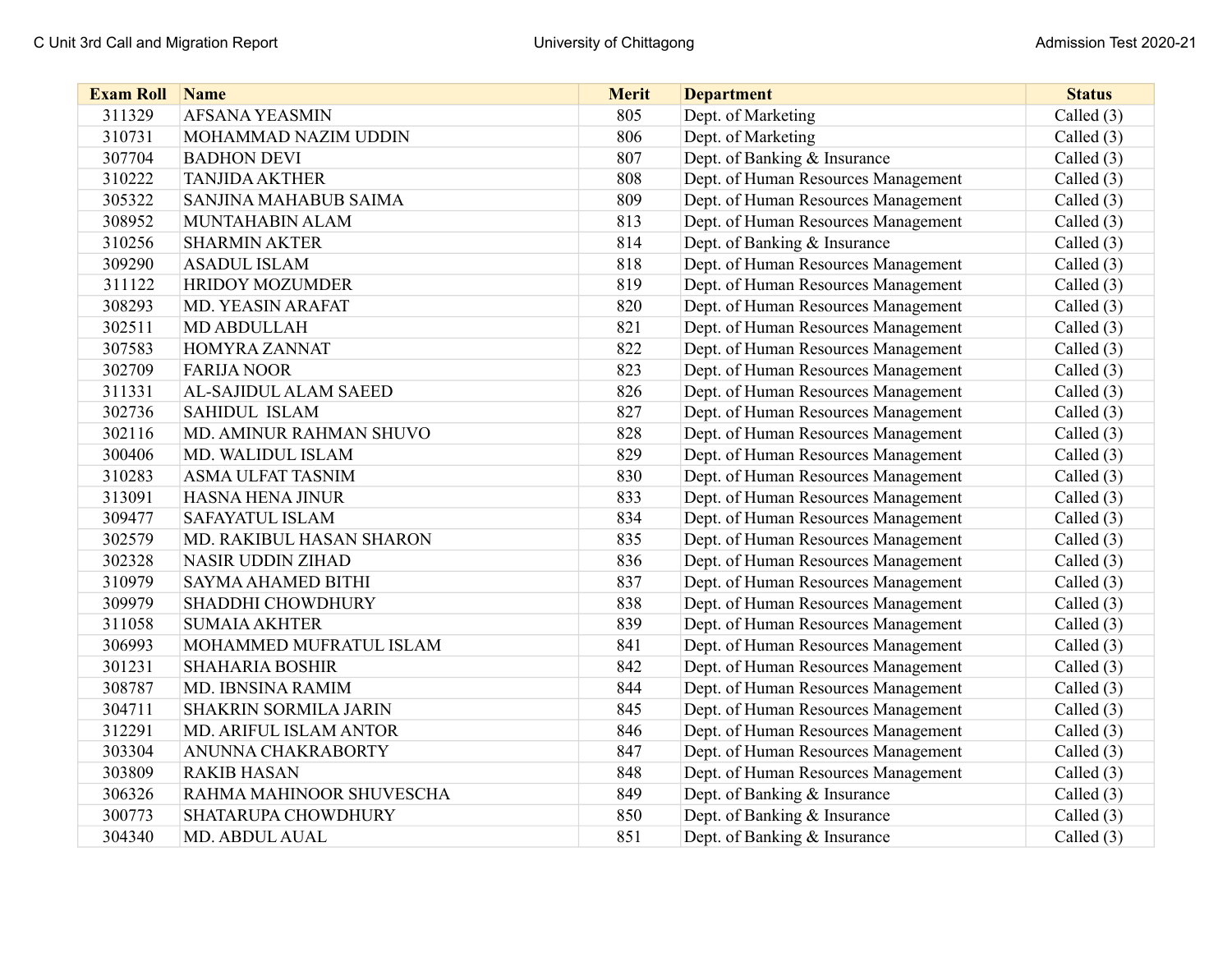| Exam Roll | Name | Merit | Department | Status |
|---|---|---|---|---|
| 311329 | AFSANA YEASMIN | 805 | Dept. of Marketing | Called (3) |
| 310731 | MOHAMMAD NAZIM UDDIN | 806 | Dept. of Marketing | Called (3) |
| 307704 | BADHON DEVI | 807 | Dept. of Banking & Insurance | Called (3) |
| 310222 | TANJIDA AKTHER | 808 | Dept. of Human Resources Management | Called (3) |
| 305322 | SANJINA MAHABUB SAIMA | 809 | Dept. of Human Resources Management | Called (3) |
| 308952 | MUNTAHABIN ALAM | 813 | Dept. of Human Resources Management | Called (3) |
| 310256 | SHARMIN AKTER | 814 | Dept. of Banking & Insurance | Called (3) |
| 309290 | ASADUL ISLAM | 818 | Dept. of Human Resources Management | Called (3) |
| 311122 | HRIDOY MOZUMDER | 819 | Dept. of Human Resources Management | Called (3) |
| 308293 | MD. YEASIN ARAFAT | 820 | Dept. of Human Resources Management | Called (3) |
| 302511 | MD ABDULLAH | 821 | Dept. of Human Resources Management | Called (3) |
| 307583 | HOMYRA ZANNAT | 822 | Dept. of Human Resources Management | Called (3) |
| 302709 | FARIJA NOOR | 823 | Dept. of Human Resources Management | Called (3) |
| 311331 | AL-SAJIDUL ALAM SAEED | 826 | Dept. of Human Resources Management | Called (3) |
| 302736 | SAHIDUL ISLAM | 827 | Dept. of Human Resources Management | Called (3) |
| 302116 | MD. AMINUR RAHMAN SHUVO | 828 | Dept. of Human Resources Management | Called (3) |
| 300406 | MD. WALIDUL ISLAM | 829 | Dept. of Human Resources Management | Called (3) |
| 310283 | ASMA ULFAT TASNIM | 830 | Dept. of Human Resources Management | Called (3) |
| 313091 | HASNA HENA JINUR | 833 | Dept. of Human Resources Management | Called (3) |
| 309477 | SAFAYATUL ISLAM | 834 | Dept. of Human Resources Management | Called (3) |
| 302579 | MD. RAKIBUL HASAN SHARON | 835 | Dept. of Human Resources Management | Called (3) |
| 302328 | NASIR UDDIN ZIHAD | 836 | Dept. of Human Resources Management | Called (3) |
| 310979 | SAYMA AHAMED BITHI | 837 | Dept. of Human Resources Management | Called (3) |
| 309979 | SHADDHI CHOWDHURY | 838 | Dept. of Human Resources Management | Called (3) |
| 311058 | SUMAIA AKHTER | 839 | Dept. of Human Resources Management | Called (3) |
| 306993 | MOHAMMED MUFRATUL ISLAM | 841 | Dept. of Human Resources Management | Called (3) |
| 301231 | SHAHARIA BOSHIR | 842 | Dept. of Human Resources Management | Called (3) |
| 308787 | MD. IBNSINA RAMIM | 844 | Dept. of Human Resources Management | Called (3) |
| 304711 | SHAKRIN SORMILA JARIN | 845 | Dept. of Human Resources Management | Called (3) |
| 312291 | MD. ARIFUL ISLAM ANTOR | 846 | Dept. of Human Resources Management | Called (3) |
| 303304 | ANUNNA CHAKRABORTY | 847 | Dept. of Human Resources Management | Called (3) |
| 303809 | RAKIB HASAN | 848 | Dept. of Human Resources Management | Called (3) |
| 306326 | RAHMA MAHINOOR SHUVESCHA | 849 | Dept. of Banking & Insurance | Called (3) |
| 300773 | SHATARUPA CHOWDHURY | 850 | Dept. of Banking & Insurance | Called (3) |
| 304340 | MD. ABDUL AUAL | 851 | Dept. of Banking & Insurance | Called (3) |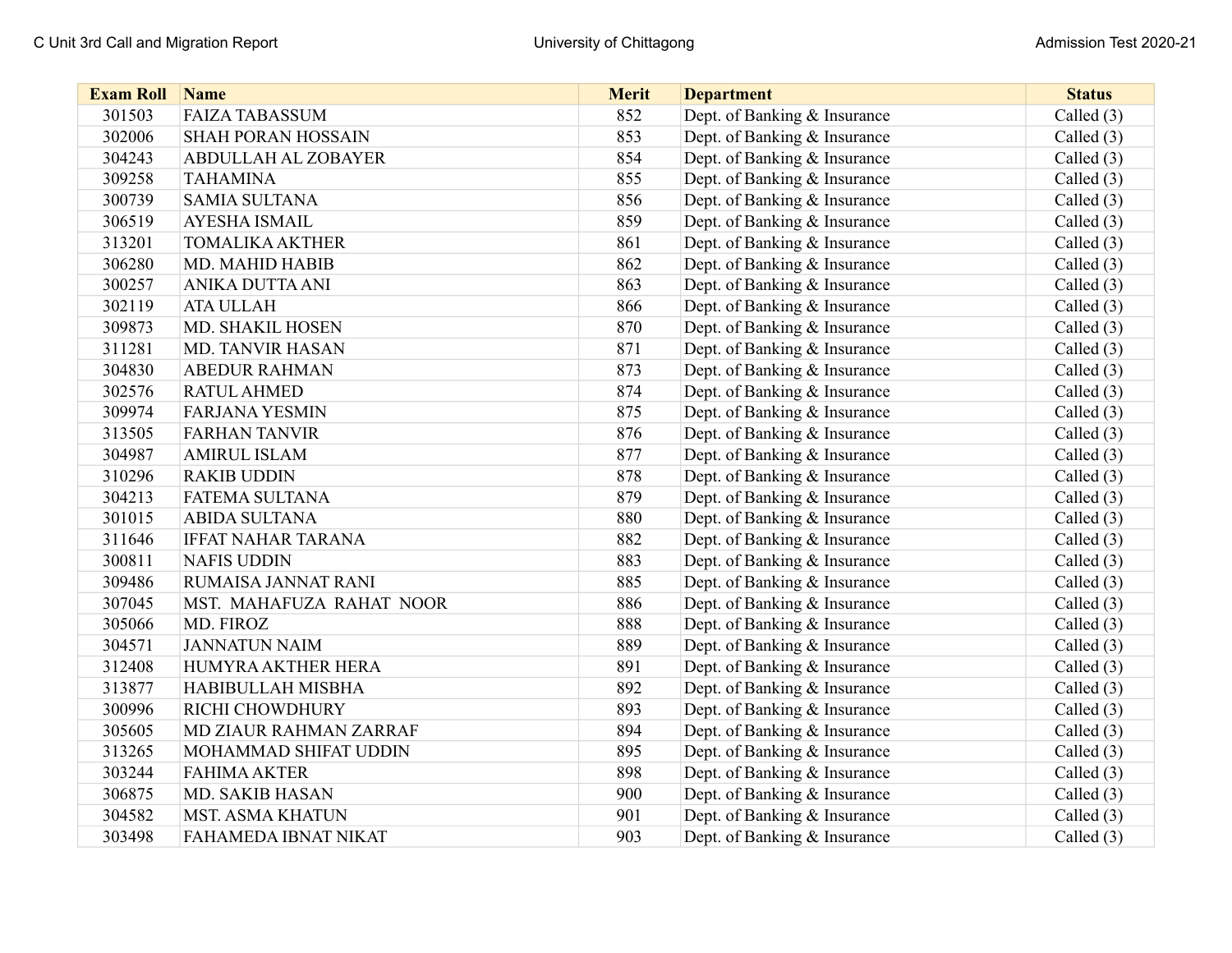| Exam Roll | Name | Merit | Department | Status |
|---|---|---|---|---|
| 301503 | FAIZA TABASSUM | 852 | Dept. of Banking & Insurance | Called (3) |
| 302006 | SHAH PORAN HOSSAIN | 853 | Dept. of Banking & Insurance | Called (3) |
| 304243 | ABDULLAH AL ZOBAYER | 854 | Dept. of Banking & Insurance | Called (3) |
| 309258 | TAHAMINA | 855 | Dept. of Banking & Insurance | Called (3) |
| 300739 | SAMIA SULTANA | 856 | Dept. of Banking & Insurance | Called (3) |
| 306519 | AYESHA ISMAIL | 859 | Dept. of Banking & Insurance | Called (3) |
| 313201 | TOMALIKA AKTHER | 861 | Dept. of Banking & Insurance | Called (3) |
| 306280 | MD. MAHID HABIB | 862 | Dept. of Banking & Insurance | Called (3) |
| 300257 | ANIKA DUTTA ANI | 863 | Dept. of Banking & Insurance | Called (3) |
| 302119 | ATA ULLAH | 866 | Dept. of Banking & Insurance | Called (3) |
| 309873 | MD. SHAKIL HOSEN | 870 | Dept. of Banking & Insurance | Called (3) |
| 311281 | MD. TANVIR HASAN | 871 | Dept. of Banking & Insurance | Called (3) |
| 304830 | ABEDUR RAHMAN | 873 | Dept. of Banking & Insurance | Called (3) |
| 302576 | RATUL AHMED | 874 | Dept. of Banking & Insurance | Called (3) |
| 309974 | FARJANA YESMIN | 875 | Dept. of Banking & Insurance | Called (3) |
| 313505 | FARHAN TANVIR | 876 | Dept. of Banking & Insurance | Called (3) |
| 304987 | AMIRUL ISLAM | 877 | Dept. of Banking & Insurance | Called (3) |
| 310296 | RAKIB UDDIN | 878 | Dept. of Banking & Insurance | Called (3) |
| 304213 | FATEMA SULTANA | 879 | Dept. of Banking & Insurance | Called (3) |
| 301015 | ABIDA SULTANA | 880 | Dept. of Banking & Insurance | Called (3) |
| 311646 | IFFAT NAHAR TARANA | 882 | Dept. of Banking & Insurance | Called (3) |
| 300811 | NAFIS UDDIN | 883 | Dept. of Banking & Insurance | Called (3) |
| 309486 | RUMAISA JANNAT RANI | 885 | Dept. of Banking & Insurance | Called (3) |
| 307045 | MST. MAHAFUZA RAHAT NOOR | 886 | Dept. of Banking & Insurance | Called (3) |
| 305066 | MD. FIROZ | 888 | Dept. of Banking & Insurance | Called (3) |
| 304571 | JANNATUN NAIM | 889 | Dept. of Banking & Insurance | Called (3) |
| 312408 | HUMYRA AKTHER HERA | 891 | Dept. of Banking & Insurance | Called (3) |
| 313877 | HABIBULLAH MISBHA | 892 | Dept. of Banking & Insurance | Called (3) |
| 300996 | RICHI CHOWDHURY | 893 | Dept. of Banking & Insurance | Called (3) |
| 305605 | MD ZIAUR RAHMAN ZARRAF | 894 | Dept. of Banking & Insurance | Called (3) |
| 313265 | MOHAMMAD SHIFAT UDDIN | 895 | Dept. of Banking & Insurance | Called (3) |
| 303244 | FAHIMA AKTER | 898 | Dept. of Banking & Insurance | Called (3) |
| 306875 | MD. SAKIB HASAN | 900 | Dept. of Banking & Insurance | Called (3) |
| 304582 | MST. ASMA KHATUN | 901 | Dept. of Banking & Insurance | Called (3) |
| 303498 | FAHAMEDA IBNAT NIKAT | 903 | Dept. of Banking & Insurance | Called (3) |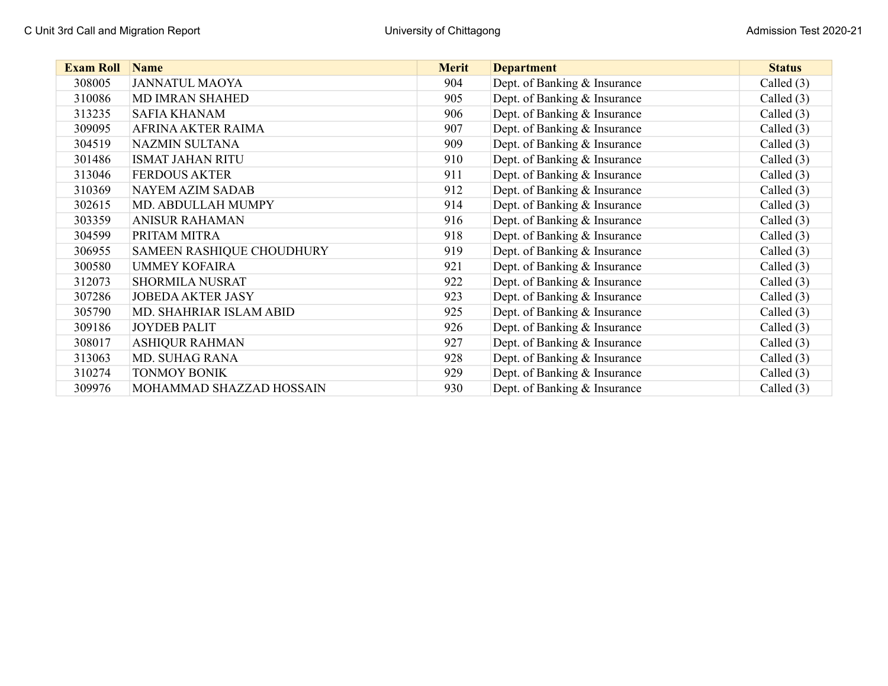| Exam Roll | Name | Merit | Department | Status |
|---|---|---|---|---|
| 308005 | JANNATUL MAOYA | 904 | Dept. of Banking & Insurance | Called (3) |
| 310086 | MD IMRAN SHAHED | 905 | Dept. of Banking & Insurance | Called (3) |
| 313235 | SAFIA KHANAM | 906 | Dept. of Banking & Insurance | Called (3) |
| 309095 | AFRINA AKTER RAIMA | 907 | Dept. of Banking & Insurance | Called (3) |
| 304519 | NAZMIN SULTANA | 909 | Dept. of Banking & Insurance | Called (3) |
| 301486 | ISMAT JAHAN RITU | 910 | Dept. of Banking & Insurance | Called (3) |
| 313046 | FERDOUS AKTER | 911 | Dept. of Banking & Insurance | Called (3) |
| 310369 | NAYEM AZIM SADAB | 912 | Dept. of Banking & Insurance | Called (3) |
| 302615 | MD. ABDULLAH MUMPY | 914 | Dept. of Banking & Insurance | Called (3) |
| 303359 | ANISUR RAHAMAN | 916 | Dept. of Banking & Insurance | Called (3) |
| 304599 | PRITAM MITRA | 918 | Dept. of Banking & Insurance | Called (3) |
| 306955 | SAMEEN RASHIQUE CHOUDHURY | 919 | Dept. of Banking & Insurance | Called (3) |
| 300580 | UMMEY KOFAIRA | 921 | Dept. of Banking & Insurance | Called (3) |
| 312073 | SHORMILA NUSRAT | 922 | Dept. of Banking & Insurance | Called (3) |
| 307286 | JOBEDA AKTER JASY | 923 | Dept. of Banking & Insurance | Called (3) |
| 305790 | MD. SHAHRIAR ISLAM ABID | 925 | Dept. of Banking & Insurance | Called (3) |
| 309186 | JOYDEB PALIT | 926 | Dept. of Banking & Insurance | Called (3) |
| 308017 | ASHIQUR RAHMAN | 927 | Dept. of Banking & Insurance | Called (3) |
| 313063 | MD. SUHAG RANA | 928 | Dept. of Banking & Insurance | Called (3) |
| 310274 | TONMOY BONIK | 929 | Dept. of Banking & Insurance | Called (3) |
| 309976 | MOHAMMAD SHAZZAD HOSSAIN | 930 | Dept. of Banking & Insurance | Called (3) |